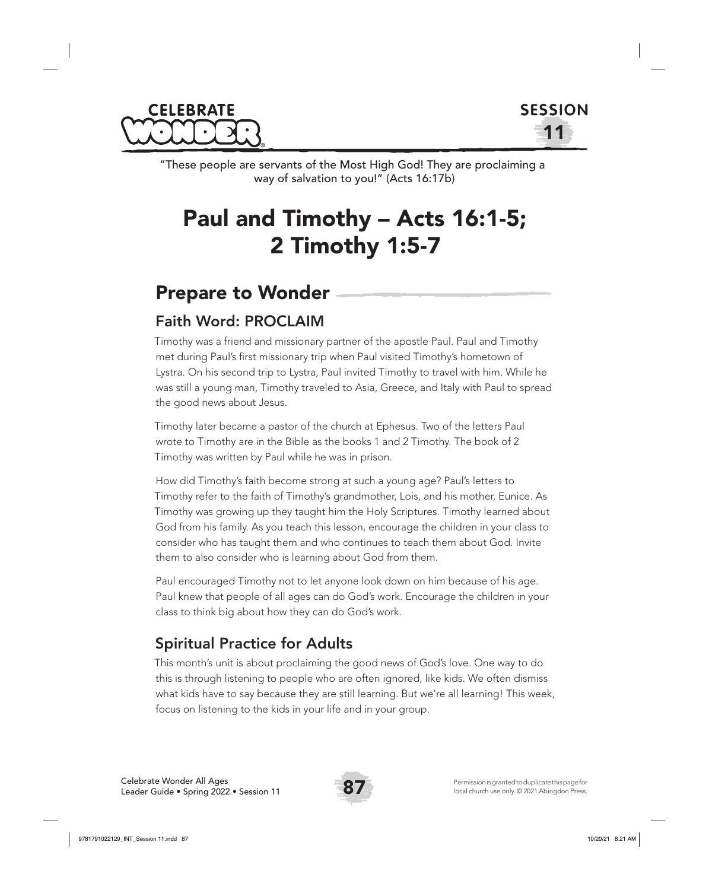"These people are servants of the Most High God! They are proclaiming a way of salvation to you!" (Acts 16:17b)

# Paul and Timothy – Acts 16:1-5; 2 Timothy 1:5-7

## Prepare to Wonder

### Faith Word: PROCLAIM

Timothy was a friend and missionary partner of the apostle Paul. Paul and Timothy met during Paul's first missionary trip when Paul visited Timothy's hometown of Lystra. On his second trip to Lystra, Paul invited Timothy to travel with him. While he was still a young man, Timothy traveled to Asia, Greece, and Italy with Paul to spread the good news about Jesus.

Timothy later became a pastor of the church at Ephesus. Two of the letters Paul wrote to Timothy are in the Bible as the books 1 and 2 Timothy. The book of 2 Timothy was written by Paul while he was in prison.

How did Timothy's faith become strong at such a young age? Paul's letters to Timothy refer to the faith of Timothy's grandmother, Lois, and his mother, Eunice. As Timothy was growing up they taught him the Holy Scriptures. Timothy learned about God from his family. As you teach this lesson, encourage the children in your class to consider who has taught them and who continues to teach them about God. Invite them to also consider who is learning about God from them.

Paul encouraged Timothy not to let anyone look down on him because of his age. Paul knew that people of all ages can do God's work. Encourage the children in your class to think big about how they can do God's work.

### Spiritual Practice for Adults

This month's unit is about proclaiming the good news of God's love. One way to do this is through listening to people who are often ignored, like kids. We often dismiss what kids have to say because they are still learning. But we're all learning! This week, focus on listening to the kids in your life and in your group.

Permission is granted to duplicate this page for local church use only. © 2021 Abingdon Press.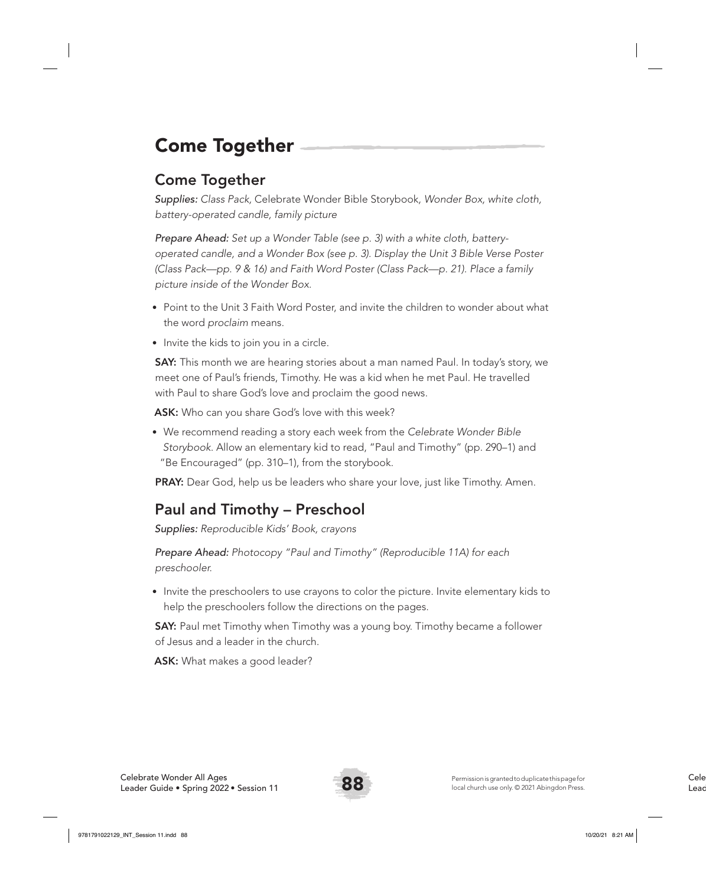# Come Together

## Come Together

*Supplies: Class Pack,* Celebrate Wonder Bible Storybook, *Wonder Box, white cloth, battery-operated candle, family picture*

*Prepare Ahead: Set up a Wonder Table (see p. 3) with a white cloth, battery-operated candle, and a Wonder Box (see p. 3). Display the Unit 3 Bible Verse Poster (Class Pack—pp. 9 & 16) and Faith Word Poster (Class Pack—p. 21). Place a family picture inside of the Wonder Box.*

- Point to the Unit 3 Faith Word Poster, and invite the children to wonder about what the word *proclaim* means.
- Invite the kids to join you in a circle.

**SAY:** This month we are hearing stories about a man named Paul. In today's story, we meet one of Paul's friends, Timothy. He was a kid when he met Paul. He travelled with Paul to share God's love and proclaim the good news.

**ASK:** Who can you share God's love with this week?

- We recommend reading a story each week from the *Celebrate Wonder Bible Storybook.* Allow an elementary kid to read, "Paul and Timothy" (pp. 290–1) and "Be Encouraged" (pp. 310–1), from the storybook.

**PRAY:** Dear God, help us be leaders who share your love, just like Timothy. Amen.

## Paul and Timothy – Preschool

*Supplies: Reproducible Kids' Book, crayons*

*Prepare Ahead: Photocopy "Paul and Timothy" (Reproducible 11A) for each preschooler.*

- Invite the preschoolers to use crayons to color the picture. Invite elementary kids to help the preschoolers follow the directions on the pages.

**SAY:** Paul met Timothy when Timothy was a young boy. Timothy became a follower of Jesus and a leader in the church.

**ASK:** What makes a good leader?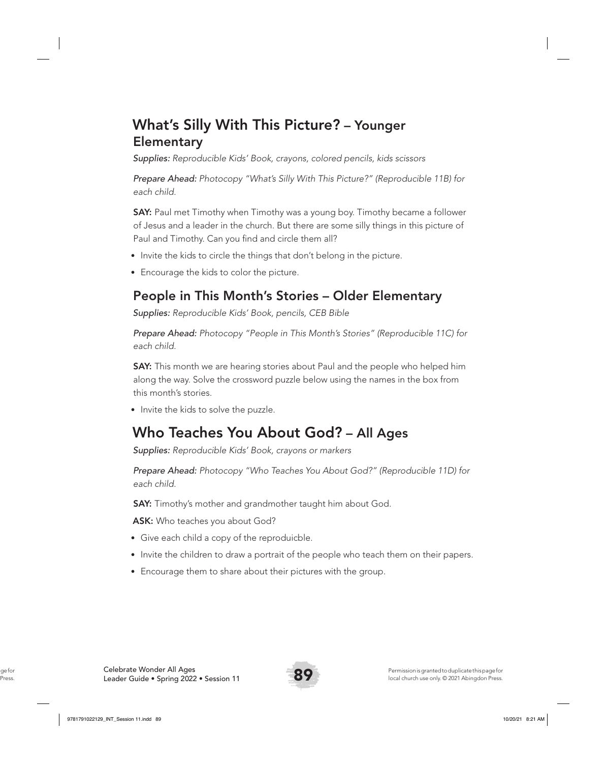## What's Silly With This Picture? – Younger Elementary

*Supplies: Reproducible Kids' Book, crayons, colored pencils, kids scissors*

*Prepare Ahead: Photocopy "What's Silly With This Picture?" (Reproducible 11B) for each child.*

**SAY:** Paul met Timothy when Timothy was a young boy. Timothy became a follower of Jesus and a leader in the church. But there are some silly things in this picture of Paul and Timothy. Can you find and circle them all?

- Invite the kids to circle the things that don't belong in the picture.
- Encourage the kids to color the picture.

## People in This Month's Stories – Older Elementary

*Supplies: Reproducible Kids' Book, pencils, CEB Bible*

*Prepare Ahead: Photocopy "People in This Month's Stories" (Reproducible 11C) for each child.*

**SAY:** This month we are hearing stories about Paul and the people who helped him along the way. Solve the crossword puzzle below using the names in the box from this month's stories.

- Invite the kids to solve the puzzle.

## Who Teaches You About God? – All Ages

*Supplies: Reproducible Kids' Book, crayons or markers*

*Prepare Ahead: Photocopy "Who Teaches You About God?" (Reproducible 11D) for each child.*

**SAY:** Timothy's mother and grandmother taught him about God.

**ASK:** Who teaches you about God?

- Give each child a copy of the reproduicble.
- Invite the children to draw a portrait of the people who teach them on their papers.
- Encourage them to share about their pictures with the group.

Permission is granted to duplicate this page for local church use only. © 2021 Abingdon Press.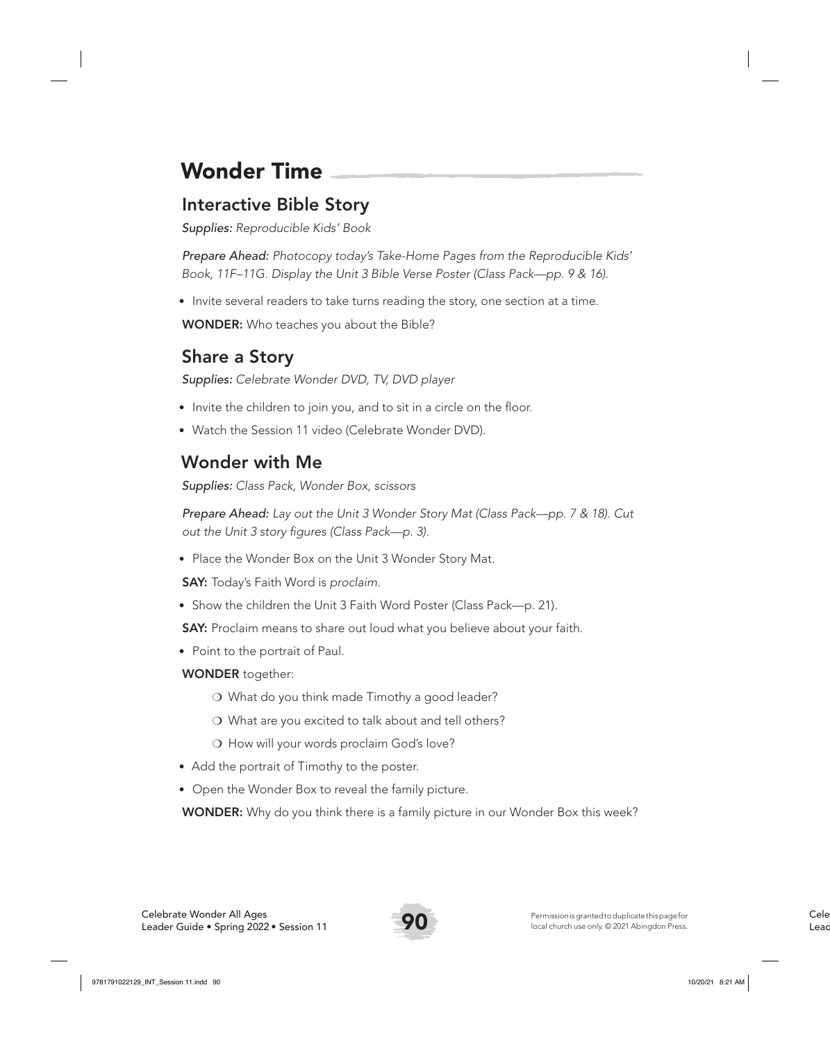# Wonder Time

## Interactive Bible Story

*Supplies: Reproducible Kids' Book*

*Prepare Ahead: Photocopy today's Take-Home Pages from the Reproducible Kids' Book, 11F–11G. Display the Unit 3 Bible Verse Poster (Class Pack—pp. 9 & 16).*

- Invite several readers to take turns reading the story, one section at a time.

**WONDER:** Who teaches you about the Bible?

## Share a Story

*Supplies: Celebrate Wonder DVD, TV, DVD player*

- Invite the children to join you, and to sit in a circle on the floor.
- Watch the Session 11 video (Celebrate Wonder DVD).

## Wonder with Me

*Supplies: Class Pack, Wonder Box, scissors*

*Prepare Ahead: Lay out the Unit 3 Wonder Story Mat (Class Pack—pp. 7 & 18). Cut out the Unit 3 story figures (Class Pack—p. 3).*

- Place the Wonder Box on the Unit 3 Wonder Story Mat.

**SAY:** Today's Faith Word is *proclaim.*

- Show the children the Unit 3 Faith Word Poster (Class Pack—p. 21).

**SAY:** Proclaim means to share out loud what you believe about your faith.

- Point to the portrait of Paul.

**WONDER** together:

- ❍ What do you think made Timothy a good leader?
- ❍ What are you excited to talk about and tell others?
- ❍ How will your words proclaim God's love?

- Add the portrait of Timothy to the poster.
- Open the Wonder Box to reveal the family picture.

**WONDER:** Why do you think there is a family picture in our Wonder Box this week?

Permission is granted to duplicate this page for local church use only. © 2021 Abingdon Press.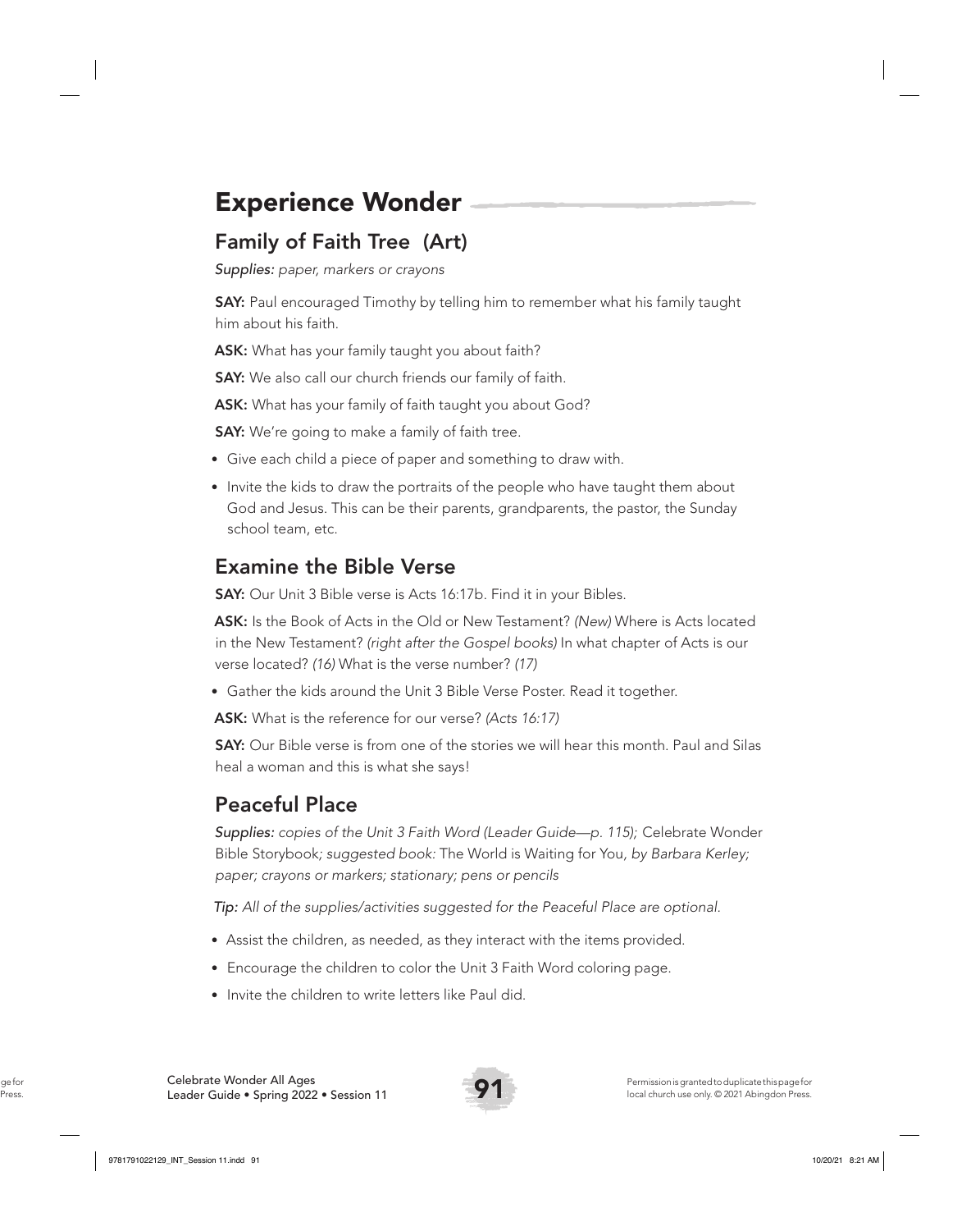# Experience Wonder

## Family of Faith Tree (Art)

*Supplies: paper, markers or crayons*

**SAY:** Paul encouraged Timothy by telling him to remember what his family taught him about his faith.

**ASK:** What has your family taught you about faith?

**SAY:** We also call our church friends our family of faith.

**ASK:** What has your family of faith taught you about God?

**SAY:** We're going to make a family of faith tree.

- Give each child a piece of paper and something to draw with.
- Invite the kids to draw the portraits of the people who have taught them about God and Jesus. This can be their parents, grandparents, the pastor, the Sunday school team, etc.

## Examine the Bible Verse

**SAY:** Our Unit 3 Bible verse is Acts 16:17b. Find it in your Bibles.

**ASK:** Is the Book of Acts in the Old or New Testament? *(New)* Where is Acts located in the New Testament? *(right after the Gospel books)* In what chapter of Acts is our verse located? *(16)* What is the verse number? *(17)*

- Gather the kids around the Unit 3 Bible Verse Poster. Read it together.

**ASK:** What is the reference for our verse? *(Acts 16:17)*

**SAY:** Our Bible verse is from one of the stories we will hear this month. Paul and Silas heal a woman and this is what she says!

## Peaceful Place

*Supplies: copies of the Unit 3 Faith Word (Leader Guide—p. 115);* Celebrate Wonder Bible Storybook*; suggested book:* The World is Waiting for You, *by Barbara Kerley; paper; crayons or markers; stationary; pens or pencils*

*Tip: All of the supplies/activities suggested for the Peaceful Place are optional.*

- Assist the children, as needed, as they interact with the items provided.
- Encourage the children to color the Unit 3 Faith Word coloring page.
- Invite the children to write letters like Paul did.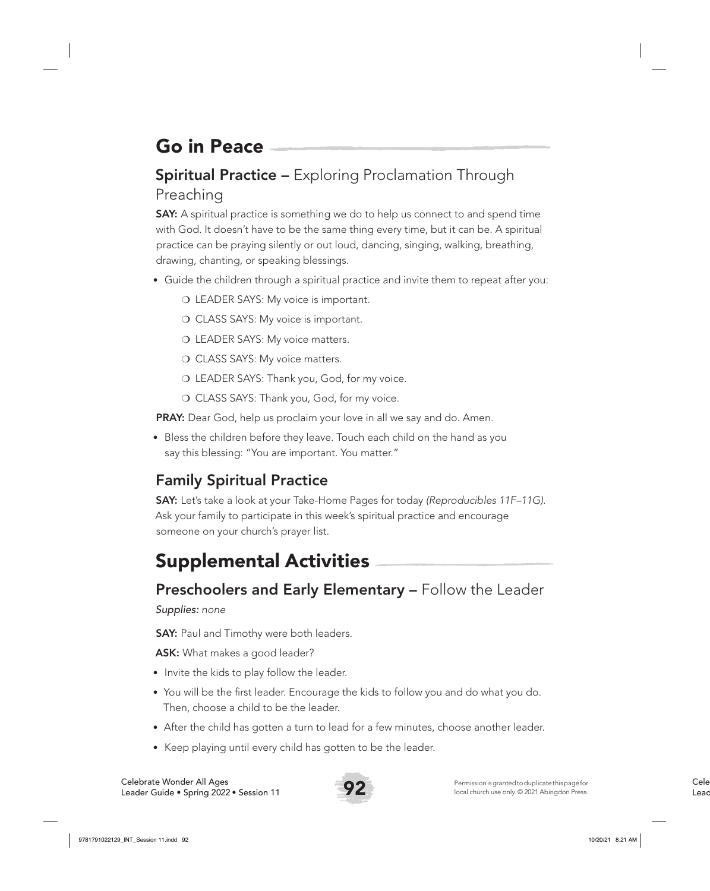# Go in Peace

## **Spiritual Practice –** Exploring Proclamation Through Preaching

**SAY:** A spiritual practice is something we do to help us connect to and spend time with God. It doesn't have to be the same thing every time, but it can be. A spiritual practice can be praying silently or out loud, dancing, singing, walking, breathing, drawing, chanting, or speaking blessings.

- Guide the children through a spiritual practice and invite them to repeat after you:
  - LEADER SAYS: My voice is important.
  - CLASS SAYS: My voice is important.
  - LEADER SAYS: My voice matters.
  - CLASS SAYS: My voice matters.
  - LEADER SAYS: Thank you, God, for my voice.
  - CLASS SAYS: Thank you, God, for my voice.

**PRAY:** Dear God, help us proclaim your love in all we say and do. Amen.

- Bless the children before they leave. Touch each child on the hand as you say this blessing: "You are important. You matter."

## Family Spiritual Practice

**SAY:** Let's take a look at your Take-Home Pages for today *(Reproducibles 11F–11G)*. Ask your family to participate in this week's spiritual practice and encourage someone on your church's prayer list.

# Supplemental Activities

## **Preschoolers and Early Elementary –** Follow the Leader

*Supplies: none*

**SAY:** Paul and Timothy were both leaders.

**ASK:** What makes a good leader?

- Invite the kids to play follow the leader.
- You will be the first leader. Encourage the kids to follow you and do what you do. Then, choose a child to be the leader.
- After the child has gotten a turn to lead for a few minutes, choose another leader.
- Keep playing until every child has gotten to be the leader.

Permission is granted to duplicate this page for local church use only. © 2021 Abingdon Press.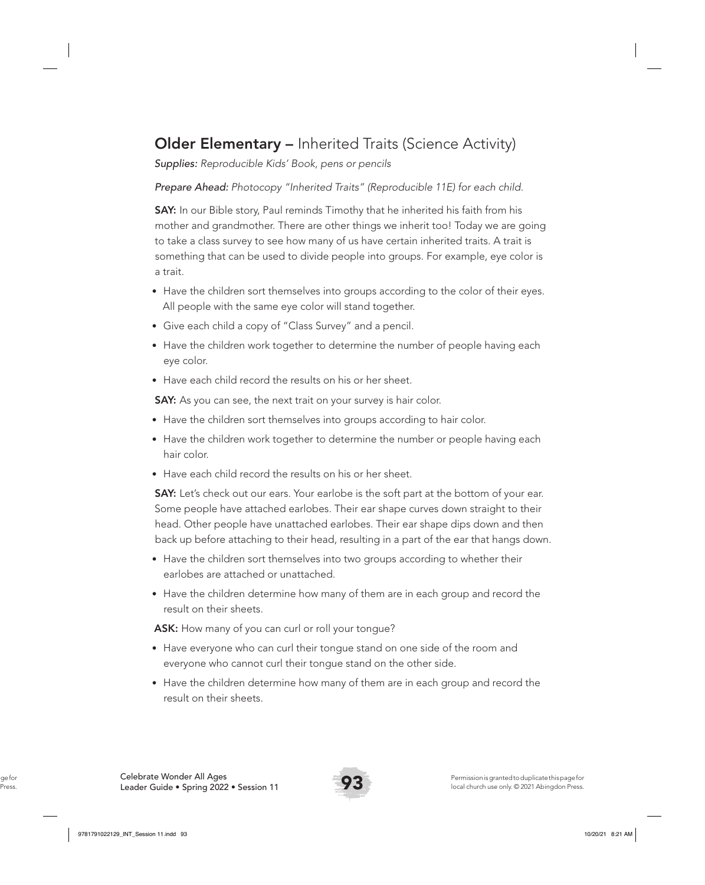## **Older Elementary –** Inherited Traits (Science Activity)

*Supplies: Reproducible Kids' Book, pens or pencils*

*Prepare Ahead: Photocopy "Inherited Traits" (Reproducible 11E) for each child.*

**SAY:** In our Bible story, Paul reminds Timothy that he inherited his faith from his mother and grandmother. There are other things we inherit too! Today we are going to take a class survey to see how many of us have certain inherited traits. A trait is something that can be used to divide people into groups. For example, eye color is a trait.

- Have the children sort themselves into groups according to the color of their eyes. All people with the same eye color will stand together.
- Give each child a copy of "Class Survey" and a pencil.
- Have the children work together to determine the number of people having each eye color.
- Have each child record the results on his or her sheet.

**SAY:** As you can see, the next trait on your survey is hair color.

- Have the children sort themselves into groups according to hair color.
- Have the children work together to determine the number or people having each hair color.
- Have each child record the results on his or her sheet.

**SAY:** Let's check out our ears. Your earlobe is the soft part at the bottom of your ear. Some people have attached earlobes. Their ear shape curves down straight to their head. Other people have unattached earlobes. Their ear shape dips down and then back up before attaching to their head, resulting in a part of the ear that hangs down.

- Have the children sort themselves into two groups according to whether their earlobes are attached or unattached.
- Have the children determine how many of them are in each group and record the result on their sheets.

**ASK:** How many of you can curl or roll your tongue?

- Have everyone who can curl their tongue stand on one side of the room and everyone who cannot curl their tongue stand on the other side.
- Have the children determine how many of them are in each group and record the result on their sheets.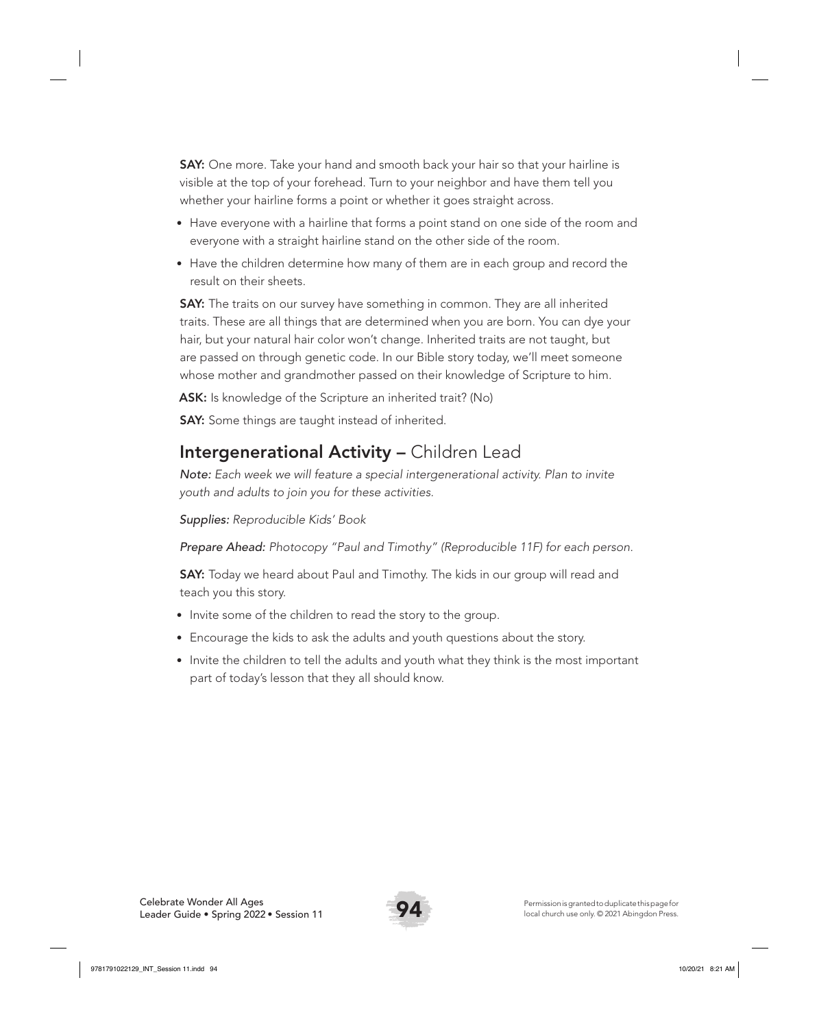**SAY:** One more. Take your hand and smooth back your hair so that your hairline is visible at the top of your forehead. Turn to your neighbor and have them tell you whether your hairline forms a point or whether it goes straight across.

- Have everyone with a hairline that forms a point stand on one side of the room and everyone with a straight hairline stand on the other side of the room.
- Have the children determine how many of them are in each group and record the result on their sheets.

**SAY:** The traits on our survey have something in common. They are all inherited traits. These are all things that are determined when you are born. You can dye your hair, but your natural hair color won't change. Inherited traits are not taught, but are passed on through genetic code. In our Bible story today, we'll meet someone whose mother and grandmother passed on their knowledge of Scripture to him.

**ASK:** Is knowledge of the Scripture an inherited trait? (No)

**SAY:** Some things are taught instead of inherited.

## Intergenerational Activity – Children Lead

*Note: Each week we will feature a special intergenerational activity. Plan to invite youth and adults to join you for these activities.*

*Supplies: Reproducible Kids' Book*

*Prepare Ahead: Photocopy "Paul and Timothy" (Reproducible 11F) for each person.*

**SAY:** Today we heard about Paul and Timothy. The kids in our group will read and teach you this story.

- Invite some of the children to read the story to the group.
- Encourage the kids to ask the adults and youth questions about the story.
- Invite the children to tell the adults and youth what they think is the most important part of today's lesson that they all should know.

Permission is granted to duplicate this page for local church use only. © 2021 Abingdon Press.